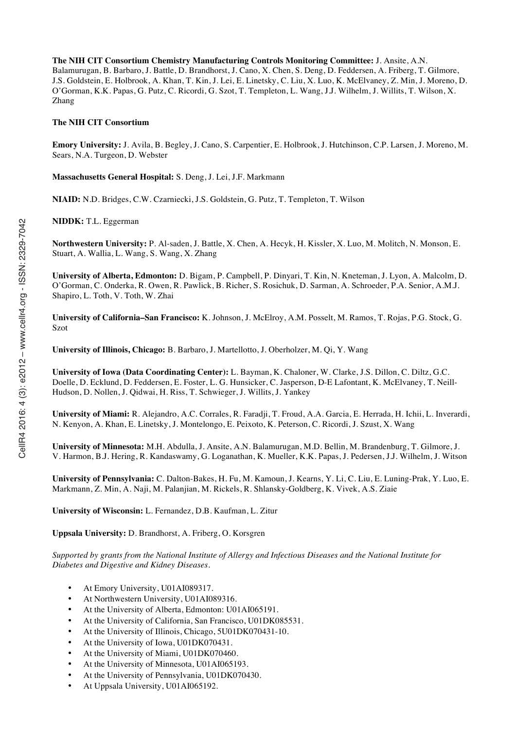**The NIH CIT Consortium Chemistry Manufacturing Controls Monitoring Committee:** J. Ansite, A.N. Balamurugan, B. Barbaro, J. Battle, D. Brandhorst, J. Cano, X. Chen, S. Deng, D. Feddersen, A. Friberg, T. Gilmore, J.S. Goldstein, E. Holbrook, A. Khan, T. Kin, J. Lei, E. Linetsky, C. Liu, X. Luo, K. McElvaney, Z. Min, J. Moreno, D. O'Gorman, K.K. Papas, G. Putz, C. Ricordi, G. Szot, T. Templeton, L. Wang, J.J. Wilhelm, J. Willits, T. Wilson, X. Zhang

**The NIH CIT Consortium**

**Emory University:** J. Avila, B. Begley, J. Cano, S. Carpentier, E. Holbrook, J. Hutchinson, C.P. Larsen, J. Moreno, M. Sears, N.A. Turgeon, D. Webster

**Massachusetts General Hospital:** S. Deng, J. Lei, J.F. Markmann

**NIAID:** N.D. Bridges, C.W. Czarniecki, J.S. Goldstein, G. Putz, T. Templeton, T. Wilson

**NIDDK:** T.L. Eggerman

**Northwestern University:** P. Al-saden, J. Battle, X. Chen, A. Hecyk, H. Kissler, X. Luo, M. Molitch, N. Monson, E. Stuart, A. Wallia, L. Wang, S. Wang, X. Zhang

**University of Alberta, Edmonton:** D. Bigam, P. Campbell, P. Dinyari, T. Kin, N. Kneteman, J. Lyon, A. Malcolm, D. O'Gorman, C. Onderka, R. Owen, R. Pawlick, B. Richer, S. Rosichuk, D. Sarman, A. Schroeder, P.A. Senior, A.M.J. Shapiro, L. Toth, V. Toth, W. Zhai

**University of California–San Francisco:** K. Johnson, J. McElroy, A.M. Posselt, M. Ramos, T. Rojas, P.G. Stock, G. Szot

**University of Illinois, Chicago:** B. Barbaro, J. Martellotto, J. Oberholzer, M. Qi, Y. Wang

**University of Iowa (Data Coordinating Center):** L. Bayman, K. Chaloner, W. Clarke, J.S. Dillon, C. Diltz, G.C. Doelle, D. Ecklund, D. Feddersen, E. Foster, L. G. Hunsicker, C. Jasperson, D-E Lafontant, K. McElvaney, T. Neill-Hudson, D. Nollen, J. Qidwai, H. Riss, T. Schwieger, J. Willits, J. Yankey

**University of Miami:** R. Alejandro, A.C. Corrales, R. Faradji, T. Froud, A.A. Garcia, E. Herrada, H. Ichii, L. Inverardi, N. Kenyon, A. Khan, E. Linetsky, J. Montelongo, E. Peixoto, K. Peterson, C. Ricordi, J. Szust, X. Wang

**University of Minnesota:** M.H. Abdulla, J. Ansite, A.N. Balamurugan, M.D. Bellin, M. Brandenburg, T. Gilmore, J. V. Harmon, B.J. Hering, R. Kandaswamy, G. Loganathan, K. Mueller, K.K. Papas, J. Pedersen, J.J. Wilhelm, J. Witson

**University of Pennsylvania:** C. Dalton-Bakes, H. Fu, M. Kamoun, J. Kearns, Y. Li, C. Liu, E. Luning-Prak, Y. Luo, E. Markmann, Z. Min, A. Naji, M. Palanjian, M. Rickels, R. Shlansky-Goldberg, K. Vivek, A.S. Ziaie

**University of Wisconsin:** L. Fernandez, D.B. Kaufman, L. Zitur

**Uppsala University:** D. Brandhorst, A. Friberg, O. Korsgren

*Supported by grants from the National Institute of Allergy and Infectious Diseases and the National Institute for Diabetes and Digestive and Kidney Diseases.*

- At Emory University, U01AI089317.
- At Northwestern University, U01AI089316.
- At the University of Alberta, Edmonton: U01AI065191.
- At the University of California, San Francisco, U01DK085531.
- At the University of Illinois, Chicago, 5U01DK070431-10.
- At the University of Iowa, U01DK070431.
- At the University of Miami, U01DK070460.
- At the University of Minnesota, U01AI065193.
- At the University of Pennsylvania, U01DK070430.
- At Uppsala University, U01AI065192.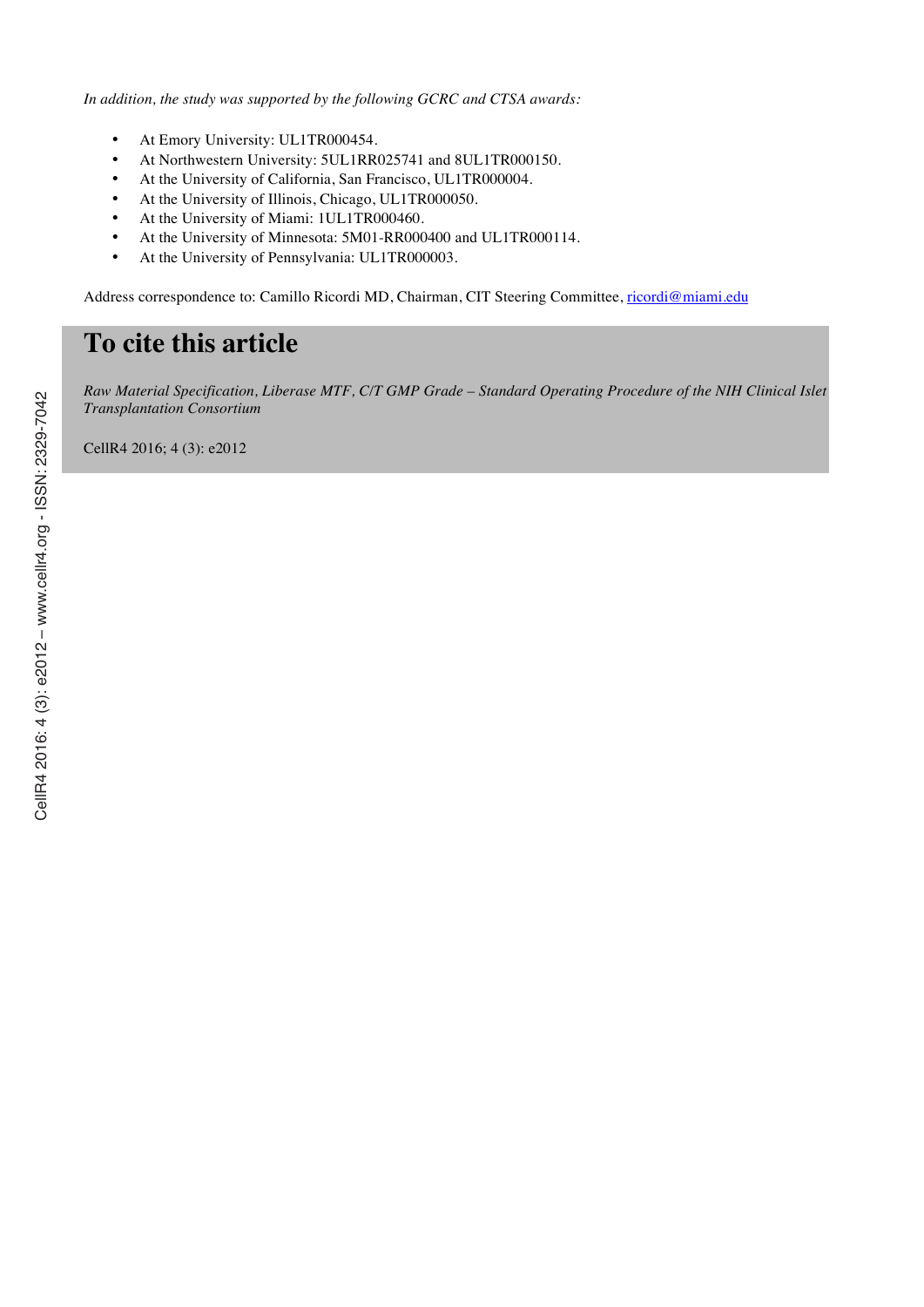*In addition, the study was supported by the following GCRC and CTSA awards:*

- At Emory University: UL1TR000454.
- At Northwestern University: 5UL1RR025741 and 8UL1TR000150.
- At the University of California, San Francisco, UL1TR000004.
- At the University of Illinois, Chicago, UL1TR000050.
- At the University of Miami: 1UL1TR000460.
- At the University of Minnesota: 5M01-RR000400 and UL1TR000114.
- At the University of Pennsylvania: UL1TR000003.

Address correspondence to: Camillo Ricordi MD, Chairman, CIT Steering Committee, ricordi@miami.edu

# To cite this article

*Raw Material Specification, Liberase MTF, C/T GMP Grade – Standard Operating Procedure of the NIH Clinical Islet Transplantation Consortium*

CellR4 2016; 4 (3): e2012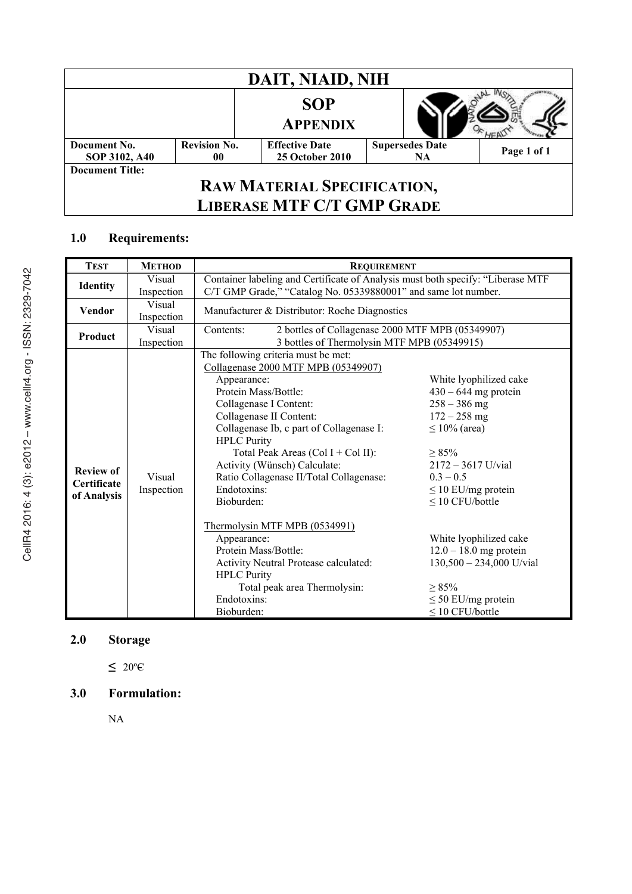| DAIT, NIAID, NIH | | | | |
|---|---|---|---|---|
| | SOP APPENDIX | | | |
| **Document No.** SOP 3102, A40 | **Revision No.** 00 | **Effective Date** 25 October 2010 | **Supersedes Date** NA | **Page 1 of 1** |

**Document Title:**

# RAW MATERIAL SPECIFICATION, LIBERASE MTF C/T GMP GRADE

## 1.0 Requirements:

| TEST | METHOD | REQUIREMENT | |
|---|---|---|---|
| **Identity** | Visual Inspection | Container labeling and Certificate of Analysis must both specify: "Liberase MTF C/T GMP Grade," "Catalog No. 05339880001" and same lot number. | |
| **Vendor** | Visual Inspection | Manufacturer & Distributor: Roche Diagnostics | |
| **Product** | Visual Inspection | Contents: 2 bottles of Collagenase 2000 MTF MPB (05349907)<br>3 bottles of Thermolysin MTF MPB (05349915) | |
| **Review of Certificate of Analysis** | Visual Inspection | The following criteria must be met: | |
| | | Collagenase 2000 MTF MPB (05349907) | |
| | | Appearance: | White lyophilized cake |
| | | Protein Mass/Bottle: | 430 – 644 mg protein |
| | | Collagenase I Content: | 258 – 386 mg |
| | | Collagenase II Content: | 172 – 258 mg |
| | | Collagenase Ib, c part of Collagenase I: | ≤ 10% (area) |
| | | HPLC Purity<br>Total Peak Areas (Col I + Col II): | ≥ 85% |
| | | Activity (Wünsch) Calculate: | 2172 – 3617 U/vial |
| | | Ratio Collagenase II/Total Collagenase: | 0.3 – 0.5 |
| | | Endotoxins: | ≤ 10 EU/mg protein |
| | | Bioburden: | ≤ 10 CFU/bottle |
| | | Thermolysin MTF MPB (0534991) | |
| | | Appearance: | White lyophilized cake |
| | | Protein Mass/Bottle: | 12.0 – 18.0 mg protein |
| | | Activity Neutral Protease calculated: | 130,500 – 234,000 U/vial |
| | | HPLC Purity<br>Total peak area Thermolysin: | ≥ 85% |
| | | Endotoxins: | ≤ 50 EU/mg protein |
| | | Bioburden: | ≤ 10 CFU/bottle |

## 2.0 Storage

≤ 20ºC

## 3.0 Formulation:

NA